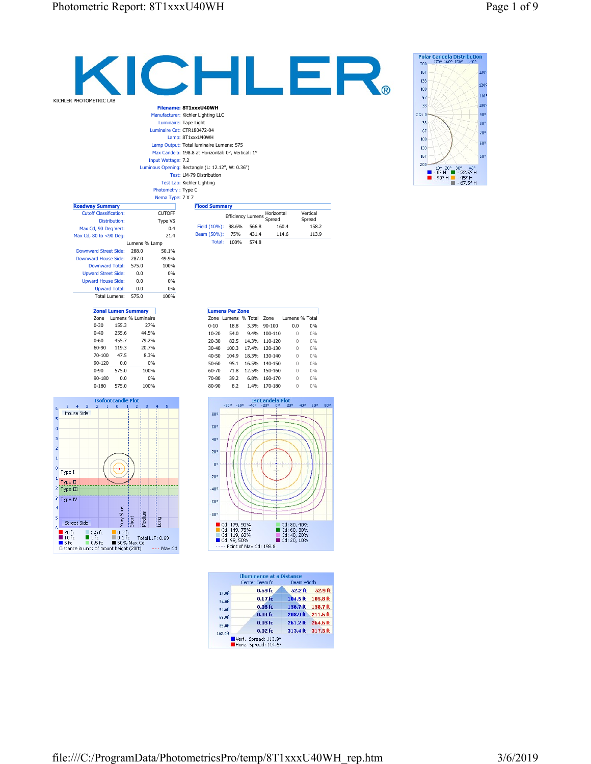# KICHLER

KICHLER PHOTOMETRIC LAB

**Filename:** 8T1xxxU40WH
Manufacturer: Kichler Lighting LLC
Luminaire: Tape Light
Luminaire Cat: CTR180472-04
Lamp: 8T1xxxU40WH
Lamp Output: Total luminaire Lumens: 575
Max Candela: 198.8 at Horizontal: 0°, Vertical: 1°
Input Wattage: 7.2
Luminous Opening: Rectangle (L: 12.12", W: 0.36")
Test: LM-79 Distribution
Test Lab: Kichler Lighting
Photometry : Type C
Nema Type: 7 X 7

## Roadway Summary

| | | |
|---|---|---|
| Cutoff Classification: | CUTOFF | |
| Distribution: | Type VS | |
| Max Cd, 90 Deg Vert: | 0.4 | |
| Max Cd, 80 to <90 Deg: | 21.4 | |
| | Lumens | % Lamp |
| Downward Street Side: | 288.0 | 50.1% |
| Downward House Side: | 287.0 | 49.9% |
| Downward Total: | 575.0 | 100% |
| Upward Street Side: | 0.0 | 0% |
| Upward House Side: | 0.0 | 0% |
| Upward Total: | 0.0 | 0% |
| Total Lumens: | 575.0 | 100% |

## Flood Summary

| | Efficiency | Lumens | Horizontal Spread | Vertical Spread |
|---|---|---|---|---|
| Field (10%): | 98.6% | 566.8 | 160.4 | 158.2 |
| Beam (50%): | 75% | 431.4 | 114.6 | 113.9 |
| Total: | 100% | 574.8 | | |

## Zonal Lumen Summary

| Zone | Lumens | % Luminaire |
|---|---|---|
| 0-30 | 155.3 | 27% |
| 0-40 | 255.6 | 44.5% |
| 0-60 | 455.7 | 79.2% |
| 60-90 | 119.3 | 20.7% |
| 70-100 | 47.5 | 8.3% |
| 90-120 | 0.0 | 0% |
| 0-90 | 575.0 | 100% |
| 90-180 | 0.0 | 0% |
| 0-180 | 575.0 | 100% |

## Lumens Per Zone

| Zone | Lumens | % Total | Zone | Lumens | % Total |
|---|---|---|---|---|---|
| 0-10 | 18.8 | 3.3% | 90-100 | 0.0 | 0% |
| 10-20 | 54.0 | 9.4% | 100-110 | 0 | 0% |
| 20-30 | 82.5 | 14.3% | 110-120 | 0 | 0% |
| 30-40 | 100.3 | 17.4% | 120-130 | 0 | 0% |
| 40-50 | 104.9 | 18.3% | 130-140 | 0 | 0% |
| 50-60 | 95.1 | 16.5% | 140-150 | 0 | 0% |
| 60-70 | 71.8 | 12.5% | 150-160 | 0 | 0% |
| 70-80 | 39.2 | 6.8% | 160-170 | 0 | 0% |
| 80-90 | 8.2 | 1.4% | 170-180 | 0 | 0% |

## Polar Candela Distribution

- 0° H, - 22.5° H, - 45° H, - 67.5° H, - 90° H

## Isofootcandle Plot

20 fc, 10 fc, 5 fc, 2.5 fc, 1 fc, 0.5 fc, 0.2 fc, 0.1 fc, 50% Max Cd. Total LLF: 0.69

Distance in units of mount height (20ft) --- Max Cd

## IsoCandela Plot

Cd: 179, 90%; Cd: 149, 75%; Cd: 119, 60%; Cd: 99, 50%; Cd: 80, 40%; Cd: 60, 30%; Cd: 40, 20%; Cd: 20, 10%

---- Point of Max Cd: 198.8

## Illuminance at a Distance

| Distance | Center Beam fc | Beam Width (Vert.) | Beam Width (Horiz.) |
|---|---|---|---|
| 17.0ft | 0.69 fc | 52.2 ft | 52.9 ft |
| 34.0ft | 0.17 fc | 104.5 ft | 105.8 ft |
| 51.0ft | 0.08 fc | 156.7 ft | 158.7 ft |
| 68.0ft | 0.04 fc | 208.9 ft | 211.6 ft |
| 85.0ft | 0.03 fc | 261.2 ft | 264.6 ft |
| 102.0ft | 0.02 fc | 313.4 ft | 317.5 ft |

Vert. Spread: 113.9°
Horiz. Spread: 114.6°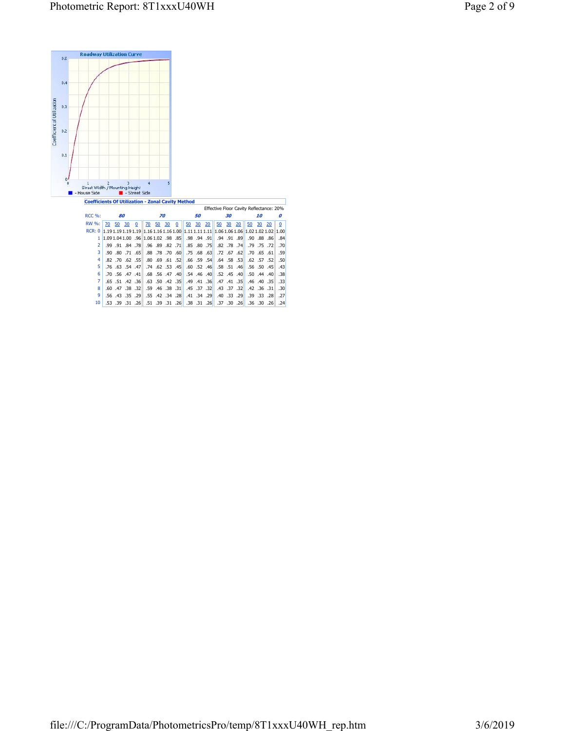**Roadway Utilization Curve**

Coefficient of Utilization (0 – 0.5) vs. Street Width / Mounting Height (0 – 5)

■ - House Side ■ - Street Side

**Coefficients Of Utilization - Zonal Cavity Method**

Effective Floor Cavity Reflectance: 20%

| RCC %: | 80 | | | | 70 | | | | 50 | | | 30 | | | 10 | | | 0 |
|---|---|---|---|---|---|---|---|---|---|---|---|---|---|---|---|---|---|---|
| RW %: | 70 | 50 | 30 | 0 | 70 | 50 | 30 | 0 | 50 | 30 | 20 | 50 | 30 | 20 | 50 | 30 | 20 | 0 |
| RCR: 0 | 1.19 | 1.19 | 1.19 | 1.19 | 1.16 | 1.16 | 1.16 | 1.00 | 1.11 | 1.11 | 1.11 | 1.06 | 1.06 | 1.06 | 1.02 | 1.02 | 1.02 | 1.00 |
| 1 | 1.09 | 1.04 | 1.00 | .96 | 1.06 | 1.02 | .98 | .85 | .98 | .94 | .91 | .94 | .91 | .89 | .90 | .88 | .86 | .84 |
| 2 | .99 | .91 | .84 | .78 | .96 | .89 | .82 | .71 | .85 | .80 | .75 | .82 | .78 | .74 | .79 | .75 | .72 | .70 |
| 3 | .90 | .80 | .71 | .65 | .88 | .78 | .70 | .60 | .75 | .68 | .63 | .72 | .67 | .62 | .70 | .65 | .61 | .59 |
| 4 | .82 | .70 | .62 | .55 | .80 | .69 | .61 | .52 | .66 | .59 | .54 | .64 | .58 | .53 | .62 | .57 | .52 | .50 |
| 5 | .76 | .63 | .54 | .47 | .74 | .62 | .53 | .45 | .60 | .52 | .46 | .58 | .51 | .46 | .56 | .50 | .45 | .43 |
| 6 | .70 | .56 | .47 | .41 | .68 | .56 | .47 | .40 | .54 | .46 | .40 | .52 | .45 | .40 | .50 | .44 | .40 | .38 |
| 7 | .65 | .51 | .42 | .36 | .63 | .50 | .42 | .35 | .49 | .41 | .36 | .47 | .41 | .35 | .46 | .40 | .35 | .33 |
| 8 | .60 | .47 | .38 | .32 | .59 | .46 | .38 | .31 | .45 | .37 | .32 | .43 | .37 | .32 | .42 | .36 | .31 | .30 |
| 9 | .56 | .43 | .35 | .29 | .55 | .42 | .34 | .28 | .41 | .34 | .29 | .40 | .33 | .29 | .39 | .33 | .28 | .27 |
| 10 | .53 | .39 | .31 | .26 | .51 | .39 | .31 | .26 | .38 | .31 | .26 | .37 | .30 | .26 | .36 | .30 | .26 | .24 |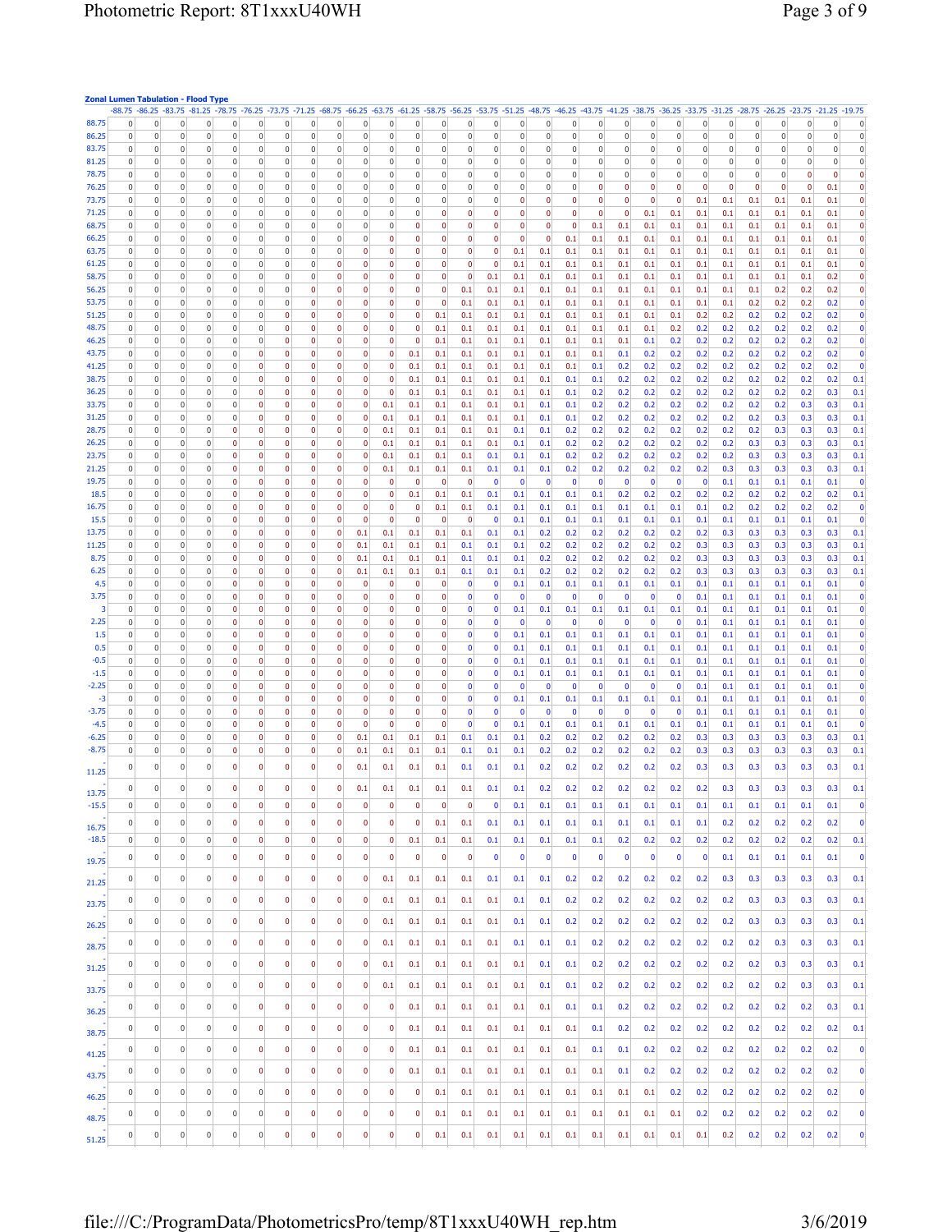**Zonal Lumen Tabulation - Flood Type**

| | -88.75 | -86.25 | -83.75 | -81.25 | -78.75 | -76.25 | -73.75 | -71.25 | -68.75 | -66.25 | -63.75 | -61.25 | -58.75 | -56.25 | -53.75 | -51.25 | -48.75 | -46.25 | -43.75 | -41.25 | -38.75 | -36.25 | -33.75 | -31.25 | -28.75 | -26.25 | -23.75 | -21.25 | -19.75 |
|---|---|---|---|---|---|---|---|---|---|---|---|---|---|---|---|---|---|---|---|---|---|---|---|---|---|---|---|---|---|
| 88.75 | 0 | 0 | 0 | 0 | 0 | 0 | 0 | 0 | 0 | 0 | 0 | 0 | 0 | 0 | 0 | 0 | 0 | 0 | 0 | 0 | 0 | 0 | 0 | 0 | 0 | 0 | 0 | 0 | 0 |
| 86.25 | 0 | 0 | 0 | 0 | 0 | 0 | 0 | 0 | 0 | 0 | 0 | 0 | 0 | 0 | 0 | 0 | 0 | 0 | 0 | 0 | 0 | 0 | 0 | 0 | 0 | 0 | 0 | 0 | 0 |
| 83.75 | 0 | 0 | 0 | 0 | 0 | 0 | 0 | 0 | 0 | 0 | 0 | 0 | 0 | 0 | 0 | 0 | 0 | 0 | 0 | 0 | 0 | 0 | 0 | 0 | 0 | 0 | 0 | 0 | 0 |
| 81.25 | 0 | 0 | 0 | 0 | 0 | 0 | 0 | 0 | 0 | 0 | 0 | 0 | 0 | 0 | 0 | 0 | 0 | 0 | 0 | 0 | 0 | 0 | 0 | 0 | 0 | 0 | 0 | 0 | 0 |
| 78.75 | 0 | 0 | 0 | 0 | 0 | 0 | 0 | 0 | 0 | 0 | 0 | 0 | 0 | 0 | 0 | 0 | 0 | 0 | 0 | 0 | 0 | 0 | 0 | 0 | 0 | 0 | 0 | 0 | 0 |
| 76.25 | 0 | 0 | 0 | 0 | 0 | 0 | 0 | 0 | 0 | 0 | 0 | 0 | 0 | 0 | 0 | 0 | 0 | 0 | 0 | 0 | 0 | 0 | 0 | 0 | 0 | 0 | 0 | 0.1 | 0 |
| 73.75 | 0 | 0 | 0 | 0 | 0 | 0 | 0 | 0 | 0 | 0 | 0 | 0 | 0 | 0 | 0 | 0 | 0 | 0 | 0 | 0 | 0 | 0 | 0.1 | 0.1 | 0.1 | 0.1 | 0.1 | 0.1 | 0 |
| 71.25 | 0 | 0 | 0 | 0 | 0 | 0 | 0 | 0 | 0 | 0 | 0 | 0 | 0 | 0 | 0 | 0 | 0 | 0 | 0 | 0 | 0.1 | 0.1 | 0.1 | 0.1 | 0.1 | 0.1 | 0.1 | 0.1 | 0 |
| 68.75 | 0 | 0 | 0 | 0 | 0 | 0 | 0 | 0 | 0 | 0 | 0 | 0 | 0 | 0 | 0 | 0 | 0 | 0 | 0.1 | 0.1 | 0.1 | 0.1 | 0.1 | 0.1 | 0.1 | 0.1 | 0.1 | 0.1 | 0 |
| 66.25 | 0 | 0 | 0 | 0 | 0 | 0 | 0 | 0 | 0 | 0 | 0 | 0 | 0 | 0 | 0 | 0 | 0 | 0.1 | 0.1 | 0.1 | 0.1 | 0.1 | 0.1 | 0.1 | 0.1 | 0.1 | 0.1 | 0.1 | 0 |
| 63.75 | 0 | 0 | 0 | 0 | 0 | 0 | 0 | 0 | 0 | 0 | 0 | 0 | 0 | 0 | 0 | 0.1 | 0.1 | 0.1 | 0.1 | 0.1 | 0.1 | 0.1 | 0.1 | 0.1 | 0.1 | 0.1 | 0.1 | 0.1 | 0 |
| 61.25 | 0 | 0 | 0 | 0 | 0 | 0 | 0 | 0 | 0 | 0 | 0 | 0 | 0 | 0 | 0 | 0.1 | 0.1 | 0.1 | 0.1 | 0.1 | 0.1 | 0.1 | 0.1 | 0.1 | 0.1 | 0.1 | 0.1 | 0.1 | 0 |
| 58.75 | 0 | 0 | 0 | 0 | 0 | 0 | 0 | 0 | 0 | 0 | 0 | 0 | 0 | 0 | 0.1 | 0.1 | 0.1 | 0.1 | 0.1 | 0.1 | 0.1 | 0.1 | 0.1 | 0.1 | 0.1 | 0.1 | 0.1 | 0.2 | 0 |
| 56.25 | 0 | 0 | 0 | 0 | 0 | 0 | 0 | 0 | 0 | 0 | 0 | 0 | 0 | 0.1 | 0.1 | 0.1 | 0.1 | 0.1 | 0.1 | 0.1 | 0.1 | 0.1 | 0.1 | 0.1 | 0.1 | 0.2 | 0.2 | 0.2 | 0 |
| 53.75 | 0 | 0 | 0 | 0 | 0 | 0 | 0 | 0 | 0 | 0 | 0 | 0 | 0 | 0.1 | 0.1 | 0.1 | 0.1 | 0.1 | 0.1 | 0.1 | 0.1 | 0.1 | 0.1 | 0.1 | 0.2 | 0.2 | 0.2 | 0.2 | 0 |
| 51.25 | 0 | 0 | 0 | 0 | 0 | 0 | 0 | 0 | 0 | 0 | 0 | 0 | 0.1 | 0.1 | 0.1 | 0.1 | 0.1 | 0.1 | 0.1 | 0.1 | 0.1 | 0.1 | 0.2 | 0.2 | 0.2 | 0.2 | 0.2 | 0.2 | 0 |
| 48.75 | 0 | 0 | 0 | 0 | 0 | 0 | 0 | 0 | 0 | 0 | 0 | 0 | 0.1 | 0.1 | 0.1 | 0.1 | 0.1 | 0.1 | 0.1 | 0.1 | 0.1 | 0.2 | 0.2 | 0.2 | 0.2 | 0.2 | 0.2 | 0.2 | 0 |
| 46.25 | 0 | 0 | 0 | 0 | 0 | 0 | 0 | 0 | 0 | 0 | 0 | 0 | 0.1 | 0.1 | 0.1 | 0.1 | 0.1 | 0.1 | 0.1 | 0.1 | 0.1 | 0.2 | 0.2 | 0.2 | 0.2 | 0.2 | 0.2 | 0.2 | 0 |
| 43.75 | 0 | 0 | 0 | 0 | 0 | 0 | 0 | 0 | 0 | 0 | 0 | 0.1 | 0.1 | 0.1 | 0.1 | 0.1 | 0.1 | 0.1 | 0.1 | 0.1 | 0.2 | 0.2 | 0.2 | 0.2 | 0.2 | 0.2 | 0.2 | 0.2 | 0 |
| 41.25 | 0 | 0 | 0 | 0 | 0 | 0 | 0 | 0 | 0 | 0 | 0 | 0.1 | 0.1 | 0.1 | 0.1 | 0.1 | 0.1 | 0.1 | 0.1 | 0.2 | 0.2 | 0.2 | 0.2 | 0.2 | 0.2 | 0.2 | 0.2 | 0.2 | 0 |
| 38.75 | 0 | 0 | 0 | 0 | 0 | 0 | 0 | 0 | 0 | 0 | 0 | 0.1 | 0.1 | 0.1 | 0.1 | 0.1 | 0.1 | 0.1 | 0.1 | 0.2 | 0.2 | 0.2 | 0.2 | 0.2 | 0.2 | 0.2 | 0.2 | 0.2 | 0.1 |
| 36.25 | 0 | 0 | 0 | 0 | 0 | 0 | 0 | 0 | 0 | 0 | 0 | 0.1 | 0.1 | 0.1 | 0.1 | 0.1 | 0.1 | 0.1 | 0.2 | 0.2 | 0.2 | 0.2 | 0.2 | 0.2 | 0.2 | 0.2 | 0.2 | 0.3 | 0.1 |
| 33.75 | 0 | 0 | 0 | 0 | 0 | 0 | 0 | 0 | 0 | 0 | 0.1 | 0.1 | 0.1 | 0.1 | 0.1 | 0.1 | 0.1 | 0.1 | 0.2 | 0.2 | 0.2 | 0.2 | 0.2 | 0.2 | 0.2 | 0.2 | 0.3 | 0.3 | 0.1 |
| 31.25 | 0 | 0 | 0 | 0 | 0 | 0 | 0 | 0 | 0 | 0 | 0.1 | 0.1 | 0.1 | 0.1 | 0.1 | 0.1 | 0.1 | 0.1 | 0.2 | 0.2 | 0.2 | 0.2 | 0.2 | 0.2 | 0.2 | 0.3 | 0.3 | 0.3 | 0.1 |
| 28.75 | 0 | 0 | 0 | 0 | 0 | 0 | 0 | 0 | 0 | 0 | 0.1 | 0.1 | 0.1 | 0.1 | 0.1 | 0.1 | 0.1 | 0.2 | 0.2 | 0.2 | 0.2 | 0.2 | 0.2 | 0.2 | 0.2 | 0.3 | 0.3 | 0.3 | 0.1 |
| 26.25 | 0 | 0 | 0 | 0 | 0 | 0 | 0 | 0 | 0 | 0 | 0.1 | 0.1 | 0.1 | 0.1 | 0.1 | 0.1 | 0.1 | 0.2 | 0.2 | 0.2 | 0.2 | 0.2 | 0.2 | 0.2 | 0.3 | 0.3 | 0.3 | 0.3 | 0.1 |
| 23.75 | 0 | 0 | 0 | 0 | 0 | 0 | 0 | 0 | 0 | 0 | 0.1 | 0.1 | 0.1 | 0.1 | 0.1 | 0.1 | 0.1 | 0.2 | 0.2 | 0.2 | 0.2 | 0.2 | 0.2 | 0.2 | 0.3 | 0.3 | 0.3 | 0.3 | 0.1 |
| 21.25 | 0 | 0 | 0 | 0 | 0 | 0 | 0 | 0 | 0 | 0 | 0.1 | 0.1 | 0.1 | 0.1 | 0.1 | 0.1 | 0.1 | 0.2 | 0.2 | 0.2 | 0.2 | 0.2 | 0.2 | 0.3 | 0.3 | 0.3 | 0.3 | 0.3 | 0.1 |
| 19.75 | 0 | 0 | 0 | 0 | 0 | 0 | 0 | 0 | 0 | 0 | 0 | 0 | 0 | 0 | 0 | 0 | 0 | 0 | 0 | 0 | 0 | 0 | 0 | 0.1 | 0.1 | 0.1 | 0.1 | 0.1 | 0 |
| 18.5 | 0 | 0 | 0 | 0 | 0 | 0 | 0 | 0 | 0 | 0 | 0 | 0.1 | 0.1 | 0.1 | 0.1 | 0.1 | 0.1 | 0.1 | 0.1 | 0.2 | 0.2 | 0.2 | 0.2 | 0.2 | 0.2 | 0.2 | 0.2 | 0.2 | 0.1 |
| 16.75 | 0 | 0 | 0 | 0 | 0 | 0 | 0 | 0 | 0 | 0 | 0 | 0 | 0.1 | 0.1 | 0.1 | 0.1 | 0.1 | 0.1 | 0.1 | 0.1 | 0.1 | 0.1 | 0.1 | 0.2 | 0.2 | 0.2 | 0.2 | 0.2 | 0 |
| 15.5 | 0 | 0 | 0 | 0 | 0 | 0 | 0 | 0 | 0 | 0 | 0 | 0 | 0 | 0 | 0 | 0.1 | 0.1 | 0.1 | 0.1 | 0.1 | 0.1 | 0.1 | 0.1 | 0.1 | 0.1 | 0.1 | 0.1 | 0.1 | 0 |
| 13.75 | 0 | 0 | 0 | 0 | 0 | 0 | 0 | 0 | 0 | 0.1 | 0.1 | 0.1 | 0.1 | 0.1 | 0.1 | 0.1 | 0.2 | 0.2 | 0.2 | 0.2 | 0.2 | 0.2 | 0.2 | 0.3 | 0.3 | 0.3 | 0.3 | 0.3 | 0.1 |
| 11.25 | 0 | 0 | 0 | 0 | 0 | 0 | 0 | 0 | 0 | 0.1 | 0.1 | 0.1 | 0.1 | 0.1 | 0.1 | 0.1 | 0.2 | 0.2 | 0.2 | 0.2 | 0.2 | 0.2 | 0.3 | 0.3 | 0.3 | 0.3 | 0.3 | 0.3 | 0.1 |
| 8.75 | 0 | 0 | 0 | 0 | 0 | 0 | 0 | 0 | 0 | 0.1 | 0.1 | 0.1 | 0.1 | 0.1 | 0.1 | 0.1 | 0.2 | 0.2 | 0.2 | 0.2 | 0.2 | 0.2 | 0.3 | 0.3 | 0.3 | 0.3 | 0.3 | 0.3 | 0.1 |
| 6.25 | 0 | 0 | 0 | 0 | 0 | 0 | 0 | 0 | 0 | 0.1 | 0.1 | 0.1 | 0.1 | 0.1 | 0.1 | 0.1 | 0.2 | 0.2 | 0.2 | 0.2 | 0.2 | 0.2 | 0.3 | 0.3 | 0.3 | 0.3 | 0.3 | 0.3 | 0.1 |
| 4.5 | 0 | 0 | 0 | 0 | 0 | 0 | 0 | 0 | 0 | 0 | 0 | 0 | 0 | 0 | 0 | 0.1 | 0.1 | 0.1 | 0.1 | 0.1 | 0.1 | 0.1 | 0.1 | 0.1 | 0.1 | 0.1 | 0.1 | 0.1 | 0 |
| 3.75 | 0 | 0 | 0 | 0 | 0 | 0 | 0 | 0 | 0 | 0 | 0 | 0 | 0 | 0 | 0 | 0 | 0 | 0 | 0 | 0 | 0 | 0 | 0.1 | 0.1 | 0.1 | 0.1 | 0.1 | 0.1 | 0 |
| 3 | 0 | 0 | 0 | 0 | 0 | 0 | 0 | 0 | 0 | 0 | 0 | 0 | 0 | 0 | 0 | 0.1 | 0.1 | 0.1 | 0.1 | 0.1 | 0.1 | 0.1 | 0.1 | 0.1 | 0.1 | 0.1 | 0.1 | 0.1 | 0 |
| 2.25 | 0 | 0 | 0 | 0 | 0 | 0 | 0 | 0 | 0 | 0 | 0 | 0 | 0 | 0 | 0 | 0 | 0 | 0 | 0 | 0 | 0 | 0 | 0.1 | 0.1 | 0.1 | 0.1 | 0.1 | 0.1 | 0 |
| 1.5 | 0 | 0 | 0 | 0 | 0 | 0 | 0 | 0 | 0 | 0 | 0 | 0 | 0 | 0 | 0 | 0.1 | 0.1 | 0.1 | 0.1 | 0.1 | 0.1 | 0.1 | 0.1 | 0.1 | 0.1 | 0.1 | 0.1 | 0.1 | 0 |
| 0.5 | 0 | 0 | 0 | 0 | 0 | 0 | 0 | 0 | 0 | 0 | 0 | 0 | 0 | 0 | 0 | 0.1 | 0.1 | 0.1 | 0.1 | 0.1 | 0.1 | 0.1 | 0.1 | 0.1 | 0.1 | 0.1 | 0.1 | 0.1 | 0 |
| -0.5 | 0 | 0 | 0 | 0 | 0 | 0 | 0 | 0 | 0 | 0 | 0 | 0 | 0 | 0 | 0 | 0.1 | 0.1 | 0.1 | 0.1 | 0.1 | 0.1 | 0.1 | 0.1 | 0.1 | 0.1 | 0.1 | 0.1 | 0.1 | 0 |
| -1.5 | 0 | 0 | 0 | 0 | 0 | 0 | 0 | 0 | 0 | 0 | 0 | 0 | 0 | 0 | 0 | 0.1 | 0.1 | 0.1 | 0.1 | 0.1 | 0.1 | 0.1 | 0.1 | 0.1 | 0.1 | 0.1 | 0.1 | 0.1 | 0 |
| -2.25 | 0 | 0 | 0 | 0 | 0 | 0 | 0 | 0 | 0 | 0 | 0 | 0 | 0 | 0 | 0 | 0 | 0 | 0 | 0 | 0 | 0 | 0 | 0.1 | 0.1 | 0.1 | 0.1 | 0.1 | 0.1 | 0 |
| -3 | 0 | 0 | 0 | 0 | 0 | 0 | 0 | 0 | 0 | 0 | 0 | 0 | 0 | 0 | 0 | 0.1 | 0.1 | 0.1 | 0.1 | 0.1 | 0.1 | 0.1 | 0.1 | 0.1 | 0.1 | 0.1 | 0.1 | 0.1 | 0 |
| -3.75 | 0 | 0 | 0 | 0 | 0 | 0 | 0 | 0 | 0 | 0 | 0 | 0 | 0 | 0 | 0 | 0 | 0 | 0 | 0 | 0 | 0 | 0 | 0.1 | 0.1 | 0.1 | 0.1 | 0.1 | 0.1 | 0 |
| -4.5 | 0 | 0 | 0 | 0 | 0 | 0 | 0 | 0 | 0 | 0 | 0 | 0 | 0 | 0 | 0 | 0.1 | 0.1 | 0.1 | 0.1 | 0.1 | 0.1 | 0.1 | 0.1 | 0.1 | 0.1 | 0.1 | 0.1 | 0.1 | 0 |
| -6.25 | 0 | 0 | 0 | 0 | 0 | 0 | 0 | 0 | 0 | 0.1 | 0.1 | 0.1 | 0.1 | 0.1 | 0.1 | 0.1 | 0.2 | 0.2 | 0.2 | 0.2 | 0.2 | 0.2 | 0.3 | 0.3 | 0.3 | 0.3 | 0.3 | 0.3 | 0.1 |
| -8.75 | 0 | 0 | 0 | 0 | 0 | 0 | 0 | 0 | 0 | 0.1 | 0.1 | 0.1 | 0.1 | 0.1 | 0.1 | 0.1 | 0.2 | 0.2 | 0.2 | 0.2 | 0.2 | 0.2 | 0.3 | 0.3 | 0.3 | 0.3 | 0.3 | 0.3 | 0.1 |
| -11.25 | 0 | 0 | 0 | 0 | 0 | 0 | 0 | 0 | 0 | 0.1 | 0.1 | 0.1 | 0.1 | 0.1 | 0.1 | 0.1 | 0.2 | 0.2 | 0.2 | 0.2 | 0.2 | 0.2 | 0.3 | 0.3 | 0.3 | 0.3 | 0.3 | 0.3 | 0.1 |
| -13.75 | 0 | 0 | 0 | 0 | 0 | 0 | 0 | 0 | 0 | 0.1 | 0.1 | 0.1 | 0.1 | 0.1 | 0.1 | 0.1 | 0.2 | 0.2 | 0.2 | 0.2 | 0.2 | 0.2 | 0.2 | 0.3 | 0.3 | 0.3 | 0.3 | 0.3 | 0.1 |
| -15.5 | 0 | 0 | 0 | 0 | 0 | 0 | 0 | 0 | 0 | 0 | 0 | 0 | 0 | 0 | 0 | 0.1 | 0.1 | 0.1 | 0.1 | 0.1 | 0.1 | 0.1 | 0.1 | 0.1 | 0.1 | 0.1 | 0.1 | 0.1 | 0 |
| -16.75 | 0 | 0 | 0 | 0 | 0 | 0 | 0 | 0 | 0 | 0 | 0 | 0 | 0.1 | 0.1 | 0.1 | 0.1 | 0.1 | 0.1 | 0.1 | 0.1 | 0.1 | 0.1 | 0.1 | 0.2 | 0.2 | 0.2 | 0.2 | 0.2 | 0 |
| -18.5 | 0 | 0 | 0 | 0 | 0 | 0 | 0 | 0 | 0 | 0 | 0 | 0.1 | 0.1 | 0.1 | 0.1 | 0.1 | 0.1 | 0.1 | 0.1 | 0.2 | 0.2 | 0.2 | 0.2 | 0.2 | 0.2 | 0.2 | 0.2 | 0.2 | 0.1 |
| -19.75 | 0 | 0 | 0 | 0 | 0 | 0 | 0 | 0 | 0 | 0 | 0 | 0 | 0 | 0 | 0 | 0 | 0 | 0 | 0 | 0 | 0 | 0 | 0 | 0.1 | 0.1 | 0.1 | 0.1 | 0.1 | 0 |
| -21.25 | 0 | 0 | 0 | 0 | 0 | 0 | 0 | 0 | 0 | 0 | 0.1 | 0.1 | 0.1 | 0.1 | 0.1 | 0.1 | 0.1 | 0.2 | 0.2 | 0.2 | 0.2 | 0.2 | 0.2 | 0.3 | 0.3 | 0.3 | 0.3 | 0.3 | 0.1 |
| -23.75 | 0 | 0 | 0 | 0 | 0 | 0 | 0 | 0 | 0 | 0 | 0.1 | 0.1 | 0.1 | 0.1 | 0.1 | 0.1 | 0.1 | 0.2 | 0.2 | 0.2 | 0.2 | 0.2 | 0.2 | 0.2 | 0.3 | 0.3 | 0.3 | 0.3 | 0.1 |
| -26.25 | 0 | 0 | 0 | 0 | 0 | 0 | 0 | 0 | 0 | 0 | 0.1 | 0.1 | 0.1 | 0.1 | 0.1 | 0.1 | 0.1 | 0.2 | 0.2 | 0.2 | 0.2 | 0.2 | 0.2 | 0.2 | 0.3 | 0.3 | 0.3 | 0.3 | 0.1 |
| -28.75 | 0 | 0 | 0 | 0 | 0 | 0 | 0 | 0 | 0 | 0 | 0.1 | 0.1 | 0.1 | 0.1 | 0.1 | 0.1 | 0.1 | 0.1 | 0.2 | 0.2 | 0.2 | 0.2 | 0.2 | 0.2 | 0.2 | 0.3 | 0.3 | 0.3 | 0.1 |
| -31.25 | 0 | 0 | 0 | 0 | 0 | 0 | 0 | 0 | 0 | 0 | 0.1 | 0.1 | 0.1 | 0.1 | 0.1 | 0.1 | 0.1 | 0.1 | 0.2 | 0.2 | 0.2 | 0.2 | 0.2 | 0.2 | 0.2 | 0.3 | 0.3 | 0.3 | 0.1 |
| -33.75 | 0 | 0 | 0 | 0 | 0 | 0 | 0 | 0 | 0 | 0 | 0.1 | 0.1 | 0.1 | 0.1 | 0.1 | 0.1 | 0.1 | 0.1 | 0.2 | 0.2 | 0.2 | 0.2 | 0.2 | 0.2 | 0.2 | 0.2 | 0.3 | 0.3 | 0.1 |
| -36.25 | 0 | 0 | 0 | 0 | 0 | 0 | 0 | 0 | 0 | 0 | 0 | 0.1 | 0.1 | 0.1 | 0.1 | 0.1 | 0.1 | 0.1 | 0.1 | 0.2 | 0.2 | 0.2 | 0.2 | 0.2 | 0.2 | 0.2 | 0.2 | 0.3 | 0.1 |
| -38.75 | 0 | 0 | 0 | 0 | 0 | 0 | 0 | 0 | 0 | 0 | 0 | 0.1 | 0.1 | 0.1 | 0.1 | 0.1 | 0.1 | 0.1 | 0.1 | 0.2 | 0.2 | 0.2 | 0.2 | 0.2 | 0.2 | 0.2 | 0.2 | 0.2 | 0.1 |
| -41.25 | 0 | 0 | 0 | 0 | 0 | 0 | 0 | 0 | 0 | 0 | 0 | 0.1 | 0.1 | 0.1 | 0.1 | 0.1 | 0.1 | 0.1 | 0.1 | 0.1 | 0.2 | 0.2 | 0.2 | 0.2 | 0.2 | 0.2 | 0.2 | 0.2 | 0 |
| -43.75 | 0 | 0 | 0 | 0 | 0 | 0 | 0 | 0 | 0 | 0 | 0 | 0.1 | 0.1 | 0.1 | 0.1 | 0.1 | 0.1 | 0.1 | 0.1 | 0.1 | 0.2 | 0.2 | 0.2 | 0.2 | 0.2 | 0.2 | 0.2 | 0.2 | 0 |
| -46.25 | 0 | 0 | 0 | 0 | 0 | 0 | 0 | 0 | 0 | 0 | 0 | 0 | 0.1 | 0.1 | 0.1 | 0.1 | 0.1 | 0.1 | 0.1 | 0.1 | 0.1 | 0.2 | 0.2 | 0.2 | 0.2 | 0.2 | 0.2 | 0.2 | 0 |
| -48.75 | 0 | 0 | 0 | 0 | 0 | 0 | 0 | 0 | 0 | 0 | 0 | 0 | 0.1 | 0.1 | 0.1 | 0.1 | 0.1 | 0.1 | 0.1 | 0.1 | 0.1 | 0.1 | 0.2 | 0.2 | 0.2 | 0.2 | 0.2 | 0.2 | 0 |
| -51.25 | 0 | 0 | 0 | 0 | 0 | 0 | 0 | 0 | 0 | 0 | 0 | 0 | 0.1 | 0.1 | 0.1 | 0.1 | 0.1 | 0.1 | 0.1 | 0.1 | 0.1 | 0.1 | 0.1 | 0.2 | 0.2 | 0.2 | 0.2 | 0.2 | 0 |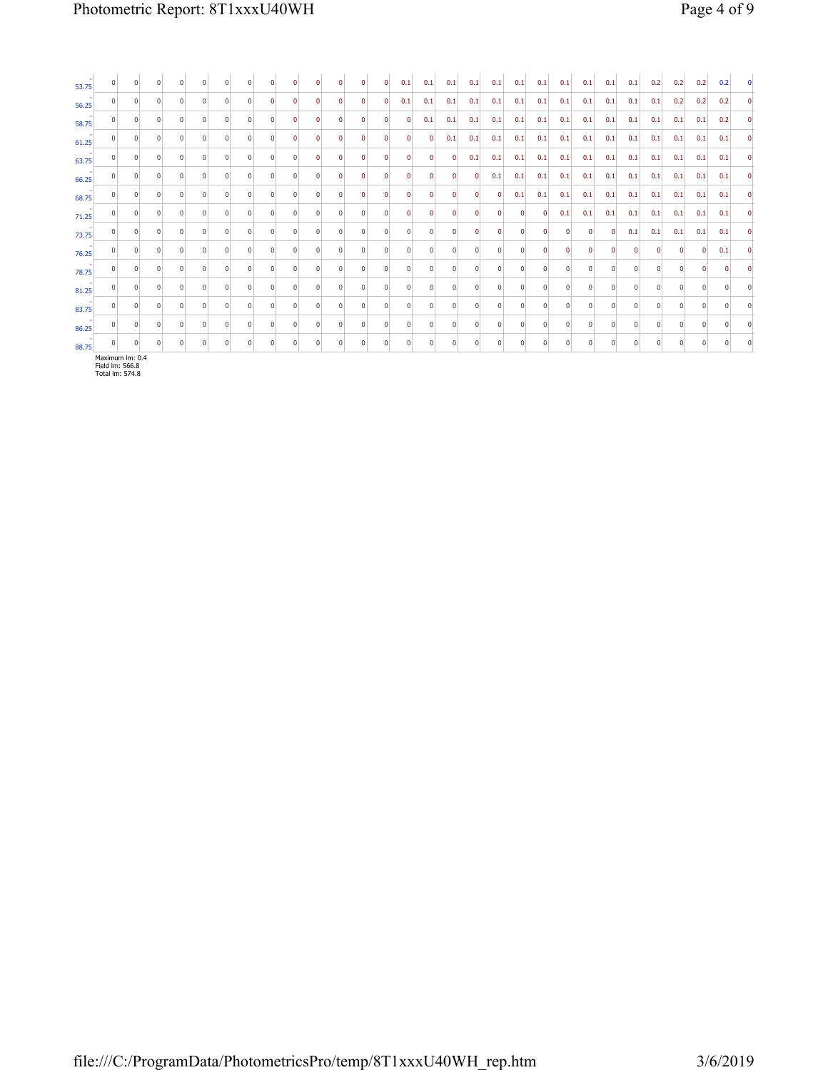| | | | | | | | | | | | | | | | | | | | | | | | | | | | | | |
|---|---|---|---|---|---|---|---|---|---|---|---|---|---|---|---|---|---|---|---|---|---|---|---|---|---|---|---|---|---|
| 53.75 | 0 | 0 | 0 | 0 | 0 | 0 | 0 | 0 | 0 | 0 | 0 | 0 | 0 | 0.1 | 0.1 | 0.1 | 0.1 | 0.1 | 0.1 | 0.1 | 0.1 | 0.1 | 0.1 | 0.1 | 0.2 | 0.2 | 0.2 | 0.2 | 0 |
| 56.25 | 0 | 0 | 0 | 0 | 0 | 0 | 0 | 0 | 0 | 0 | 0 | 0 | 0 | 0.1 | 0.1 | 0.1 | 0.1 | 0.1 | 0.1 | 0.1 | 0.1 | 0.1 | 0.1 | 0.1 | 0.1 | 0.2 | 0.2 | 0.2 | 0 |
| 58.75 | 0 | 0 | 0 | 0 | 0 | 0 | 0 | 0 | 0 | 0 | 0 | 0 | 0 | 0 | 0.1 | 0.1 | 0.1 | 0.1 | 0.1 | 0.1 | 0.1 | 0.1 | 0.1 | 0.1 | 0.1 | 0.1 | 0.1 | 0.2 | 0 |
| 61.25 | 0 | 0 | 0 | 0 | 0 | 0 | 0 | 0 | 0 | 0 | 0 | 0 | 0 | 0 | 0 | 0.1 | 0.1 | 0.1 | 0.1 | 0.1 | 0.1 | 0.1 | 0.1 | 0.1 | 0.1 | 0.1 | 0.1 | 0.1 | 0 |
| 63.75 | 0 | 0 | 0 | 0 | 0 | 0 | 0 | 0 | 0 | 0 | 0 | 0 | 0 | 0 | 0 | 0 | 0.1 | 0.1 | 0.1 | 0.1 | 0.1 | 0.1 | 0.1 | 0.1 | 0.1 | 0.1 | 0.1 | 0.1 | 0 |
| 66.25 | 0 | 0 | 0 | 0 | 0 | 0 | 0 | 0 | 0 | 0 | 0 | 0 | 0 | 0 | 0 | 0 | 0 | 0.1 | 0.1 | 0.1 | 0.1 | 0.1 | 0.1 | 0.1 | 0.1 | 0.1 | 0.1 | 0.1 | 0 |
| 68.75 | 0 | 0 | 0 | 0 | 0 | 0 | 0 | 0 | 0 | 0 | 0 | 0 | 0 | 0 | 0 | 0 | 0 | 0 | 0.1 | 0.1 | 0.1 | 0.1 | 0.1 | 0.1 | 0.1 | 0.1 | 0.1 | 0.1 | 0 |
| 71.25 | 0 | 0 | 0 | 0 | 0 | 0 | 0 | 0 | 0 | 0 | 0 | 0 | 0 | 0 | 0 | 0 | 0 | 0 | 0 | 0 | 0.1 | 0.1 | 0.1 | 0.1 | 0.1 | 0.1 | 0.1 | 0.1 | 0 |
| 73.75 | 0 | 0 | 0 | 0 | 0 | 0 | 0 | 0 | 0 | 0 | 0 | 0 | 0 | 0 | 0 | 0 | 0 | 0 | 0 | 0 | 0 | 0 | 0 | 0 | 0.1 | 0.1 | 0.1 | 0.1 | 0.1 | 0 |
| 76.25 | 0 | 0 | 0 | 0 | 0 | 0 | 0 | 0 | 0 | 0 | 0 | 0 | 0 | 0 | 0 | 0 | 0 | 0 | 0 | 0 | 0 | 0 | 0 | 0 | 0 | 0 | 0 | 0.1 | 0 |
| 78.75 | 0 | 0 | 0 | 0 | 0 | 0 | 0 | 0 | 0 | 0 | 0 | 0 | 0 | 0 | 0 | 0 | 0 | 0 | 0 | 0 | 0 | 0 | 0 | 0 | 0 | 0 | 0 | 0 | 0 |
| 81.25 | 0 | 0 | 0 | 0 | 0 | 0 | 0 | 0 | 0 | 0 | 0 | 0 | 0 | 0 | 0 | 0 | 0 | 0 | 0 | 0 | 0 | 0 | 0 | 0 | 0 | 0 | 0 | 0 | 0 |
| 83.75 | 0 | 0 | 0 | 0 | 0 | 0 | 0 | 0 | 0 | 0 | 0 | 0 | 0 | 0 | 0 | 0 | 0 | 0 | 0 | 0 | 0 | 0 | 0 | 0 | 0 | 0 | 0 | 0 | 0 |
| 86.25 | 0 | 0 | 0 | 0 | 0 | 0 | 0 | 0 | 0 | 0 | 0 | 0 | 0 | 0 | 0 | 0 | 0 | 0 | 0 | 0 | 0 | 0 | 0 | 0 | 0 | 0 | 0 | 0 | 0 |
| 88.75 | 0 | 0 | 0 | 0 | 0 | 0 | 0 | 0 | 0 | 0 | 0 | 0 | 0 | 0 | 0 | 0 | 0 | 0 | 0 | 0 | 0 | 0 | 0 | 0 | 0 | 0 | 0 | 0 | 0 |

Maximum lm: 0.4
Field lm: 566.8
Total lm: 574.8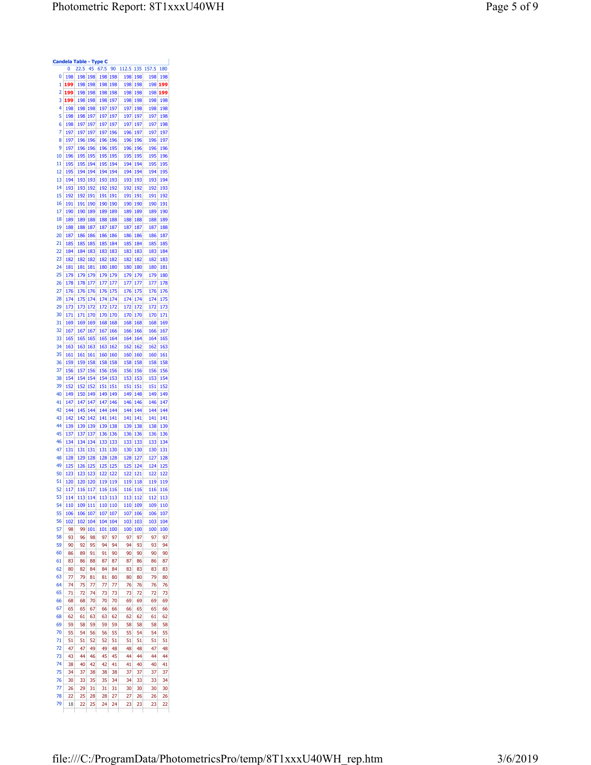**Candela Table - Type C**

| | 0 | 22.5 | 45 | 67.5 | 90 | 112.5 | 135 | 157.5 | 180 |
|---|---|---|---|---|---|---|---|---|---|
| 0 | 198 | 198 | 198 | 198 | 198 | 198 | 198 | 198 | 198 |
| 1 | **199** | 198 | 198 | 198 | 198 | 198 | 198 | 198 | **199** |
| 2 | **199** | 198 | 198 | 198 | 198 | 198 | 198 | 198 | **199** |
| 3 | **199** | 198 | 198 | 198 | 197 | 198 | 198 | 198 | 198 |
| 4 | 198 | 198 | 198 | 197 | 197 | 197 | 198 | 198 | 198 |
| 5 | 198 | 198 | 197 | 197 | 197 | 197 | 197 | 197 | 198 |
| 6 | 198 | 197 | 197 | 197 | 197 | 197 | 197 | 197 | 198 |
| 7 | 197 | 197 | 197 | 197 | 196 | 196 | 197 | 197 | 197 |
| 8 | 197 | 196 | 196 | 196 | 196 | 196 | 196 | 196 | 197 |
| 9 | 197 | 196 | 196 | 196 | 195 | 196 | 196 | 196 | 196 |
| 10 | 196 | 195 | 195 | 195 | 195 | 195 | 195 | 195 | 196 |
| 11 | 195 | 195 | 194 | 195 | 194 | 194 | 194 | 195 | 195 |
| 12 | 195 | 194 | 194 | 194 | 194 | 194 | 194 | 194 | 195 |
| 13 | 194 | 193 | 193 | 193 | 193 | 193 | 193 | 193 | 194 |
| 14 | 193 | 193 | 192 | 192 | 192 | 192 | 192 | 192 | 193 |
| 15 | 192 | 192 | 191 | 191 | 191 | 191 | 191 | 191 | 192 |
| 16 | 191 | 191 | 190 | 190 | 190 | 190 | 190 | 190 | 191 |
| 17 | 190 | 190 | 189 | 189 | 189 | 189 | 189 | 189 | 190 |
| 18 | 189 | 189 | 188 | 188 | 188 | 188 | 188 | 188 | 189 |
| 19 | 188 | 188 | 187 | 187 | 187 | 187 | 187 | 187 | 188 |
| 20 | 187 | 186 | 186 | 186 | 186 | 186 | 186 | 186 | 187 |
| 21 | 185 | 185 | 185 | 185 | 184 | 185 | 184 | 185 | 185 |
| 22 | 184 | 184 | 183 | 183 | 183 | 183 | 183 | 183 | 184 |
| 23 | 182 | 182 | 182 | 182 | 182 | 182 | 182 | 182 | 183 |
| 24 | 181 | 181 | 181 | 180 | 180 | 180 | 180 | 180 | 181 |
| 25 | 179 | 179 | 179 | 179 | 179 | 179 | 179 | 179 | 180 |
| 26 | 178 | 178 | 177 | 177 | 177 | 177 | 177 | 177 | 178 |
| 27 | 176 | 176 | 176 | 176 | 175 | 176 | 175 | 176 | 176 |
| 28 | 174 | 175 | 174 | 174 | 174 | 174 | 174 | 174 | 175 |
| 29 | 173 | 173 | 172 | 172 | 172 | 172 | 172 | 172 | 173 |
| 30 | 171 | 171 | 170 | 170 | 170 | 170 | 170 | 170 | 171 |
| 31 | 169 | 169 | 169 | 168 | 168 | 168 | 168 | 168 | 169 |
| 32 | 167 | 167 | 167 | 167 | 166 | 166 | 166 | 166 | 167 |
| 33 | 165 | 165 | 165 | 165 | 164 | 164 | 164 | 164 | 165 |
| 34 | 163 | 163 | 163 | 163 | 162 | 162 | 162 | 162 | 163 |
| 35 | 161 | 161 | 161 | 160 | 160 | 160 | 160 | 160 | 161 |
| 36 | 159 | 159 | 158 | 158 | 158 | 158 | 158 | 158 | 158 |
| 37 | 156 | 157 | 156 | 156 | 156 | 156 | 156 | 156 | 156 |
| 38 | 154 | 154 | 154 | 154 | 153 | 153 | 153 | 153 | 154 |
| 39 | 152 | 152 | 152 | 151 | 151 | 151 | 151 | 151 | 152 |
| 40 | 149 | 150 | 149 | 149 | 149 | 149 | 148 | 149 | 149 |
| 41 | 147 | 147 | 147 | 147 | 146 | 146 | 146 | 146 | 147 |
| 42 | 144 | 145 | 144 | 144 | 144 | 144 | 144 | 144 | 144 |
| 43 | 142 | 142 | 142 | 141 | 141 | 141 | 141 | 141 | 141 |
| 44 | 139 | 139 | 139 | 139 | 138 | 139 | 138 | 138 | 139 |
| 45 | 137 | 137 | 137 | 136 | 136 | 136 | 136 | 136 | 136 |
| 46 | 134 | 134 | 134 | 133 | 133 | 133 | 133 | 133 | 134 |
| 47 | 131 | 131 | 131 | 131 | 130 | 130 | 130 | 130 | 131 |
| 48 | 128 | 129 | 128 | 128 | 128 | 128 | 127 | 127 | 128 |
| 49 | 125 | 126 | 125 | 125 | 125 | 125 | 124 | 124 | 125 |
| 50 | 123 | 123 | 123 | 122 | 122 | 122 | 121 | 122 | 122 |
| 51 | 120 | 120 | 120 | 119 | 119 | 119 | 118 | 119 | 119 |
| 52 | 117 | 116 | 117 | 116 | 116 | 116 | 116 | 116 | 116 |
| 53 | 114 | 113 | 114 | 113 | 113 | 113 | 112 | 112 | 113 |
| 54 | 110 | 109 | 111 | 110 | 110 | 110 | 109 | 109 | 110 |
| 55 | 106 | 106 | 107 | 107 | 107 | 107 | 106 | 106 | 107 |
| 56 | 102 | 102 | 104 | 104 | 104 | 103 | 103 | 103 | 104 |
| 57 | 98 | 99 | 101 | 101 | 100 | 100 | 100 | 100 | 100 |
| 58 | 93 | 96 | 98 | 97 | 97 | 97 | 97 | 97 | 97 |
| 59 | 90 | 92 | 95 | 94 | 94 | 94 | 93 | 93 | 94 |
| 60 | 86 | 89 | 91 | 91 | 90 | 90 | 90 | 90 | 90 |
| 61 | 83 | 86 | 88 | 87 | 87 | 87 | 86 | 86 | 87 |
| 62 | 80 | 82 | 84 | 84 | 84 | 83 | 83 | 83 | 83 |
| 63 | 77 | 79 | 81 | 81 | 80 | 80 | 80 | 79 | 80 |
| 64 | 74 | 75 | 77 | 77 | 77 | 76 | 76 | 76 | 76 |
| 65 | 71 | 72 | 74 | 73 | 73 | 73 | 72 | 72 | 73 |
| 66 | 68 | 68 | 70 | 70 | 70 | 69 | 69 | 69 | 69 |
| 67 | 65 | 65 | 67 | 66 | 66 | 66 | 65 | 65 | 66 |
| 68 | 62 | 61 | 63 | 63 | 62 | 62 | 62 | 61 | 62 |
| 69 | 59 | 58 | 59 | 59 | 59 | 58 | 58 | 58 | 58 |
| 70 | 55 | 54 | 56 | 56 | 55 | 55 | 54 | 54 | 55 |
| 71 | 51 | 51 | 52 | 52 | 51 | 51 | 51 | 51 | 51 |
| 72 | 47 | 47 | 49 | 49 | 48 | 48 | 48 | 47 | 48 |
| 73 | 43 | 44 | 46 | 45 | 45 | 44 | 44 | 44 | 44 |
| 74 | 38 | 40 | 42 | 42 | 41 | 41 | 40 | 40 | 41 |
| 75 | 34 | 37 | 38 | 38 | 38 | 37 | 37 | 37 | 37 |
| 76 | 30 | 33 | 35 | 35 | 34 | 34 | 33 | 33 | 34 |
| 77 | 26 | 29 | 31 | 31 | 31 | 30 | 30 | 30 | 30 |
| 78 | 22 | 25 | 28 | 28 | 27 | 27 | 26 | 26 | 26 |
| 79 | 18 | 22 | 25 | 24 | 24 | 23 | 23 | 23 | 22 |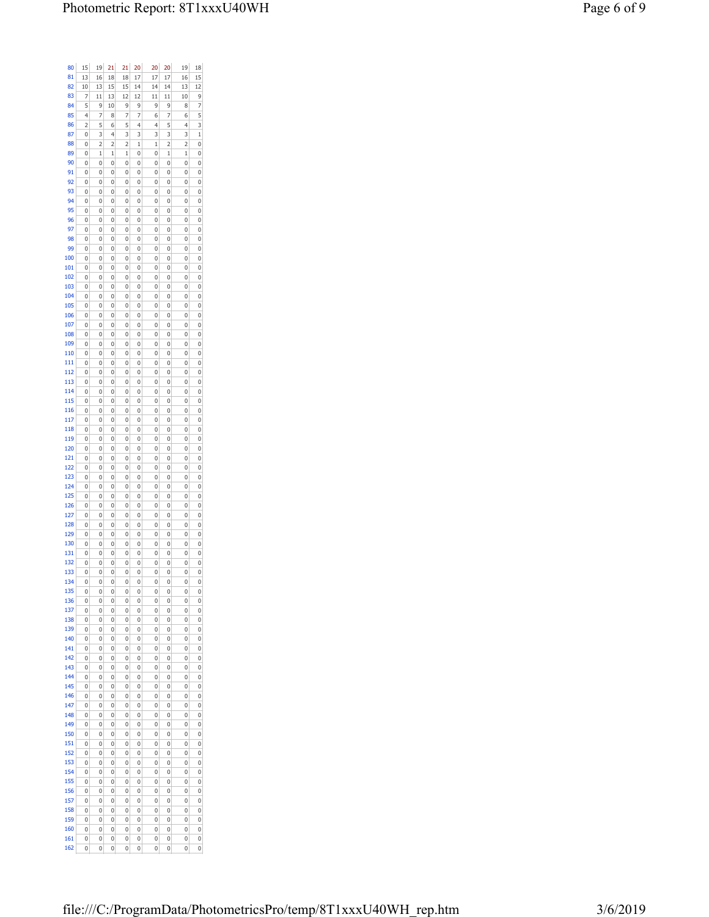| | | | | | | | | | |
|---|---|---|---|---|---|---|---|---|---|
| 80 | 15 | 19 | 21 | 21 | 20 | 20 | 20 | 19 | 18 |
| 81 | 13 | 16 | 18 | 18 | 17 | 17 | 17 | 16 | 15 |
| 82 | 10 | 13 | 15 | 15 | 14 | 14 | 14 | 13 | 12 |
| 83 | 7 | 11 | 13 | 12 | 12 | 11 | 11 | 10 | 9 |
| 84 | 5 | 9 | 10 | 9 | 9 | 9 | 9 | 8 | 7 |
| 85 | 4 | 7 | 8 | 7 | 7 | 6 | 7 | 6 | 5 |
| 86 | 2 | 5 | 6 | 5 | 4 | 4 | 5 | 4 | 3 |
| 87 | 0 | 3 | 4 | 3 | 3 | 3 | 3 | 3 | 1 |
| 88 | 0 | 2 | 2 | 2 | 1 | 1 | 2 | 2 | 0 |
| 89 | 0 | 1 | 1 | 1 | 0 | 0 | 1 | 1 | 0 |
| 90 | 0 | 0 | 0 | 0 | 0 | 0 | 0 | 0 | 0 |
| 91 | 0 | 0 | 0 | 0 | 0 | 0 | 0 | 0 | 0 |
| 92 | 0 | 0 | 0 | 0 | 0 | 0 | 0 | 0 | 0 |
| 93 | 0 | 0 | 0 | 0 | 0 | 0 | 0 | 0 | 0 |
| 94 | 0 | 0 | 0 | 0 | 0 | 0 | 0 | 0 | 0 |
| 95 | 0 | 0 | 0 | 0 | 0 | 0 | 0 | 0 | 0 |
| 96 | 0 | 0 | 0 | 0 | 0 | 0 | 0 | 0 | 0 |
| 97 | 0 | 0 | 0 | 0 | 0 | 0 | 0 | 0 | 0 |
| 98 | 0 | 0 | 0 | 0 | 0 | 0 | 0 | 0 | 0 |
| 99 | 0 | 0 | 0 | 0 | 0 | 0 | 0 | 0 | 0 |
| 100 | 0 | 0 | 0 | 0 | 0 | 0 | 0 | 0 | 0 |
| 101 | 0 | 0 | 0 | 0 | 0 | 0 | 0 | 0 | 0 |
| 102 | 0 | 0 | 0 | 0 | 0 | 0 | 0 | 0 | 0 |
| 103 | 0 | 0 | 0 | 0 | 0 | 0 | 0 | 0 | 0 |
| 104 | 0 | 0 | 0 | 0 | 0 | 0 | 0 | 0 | 0 |
| 105 | 0 | 0 | 0 | 0 | 0 | 0 | 0 | 0 | 0 |
| 106 | 0 | 0 | 0 | 0 | 0 | 0 | 0 | 0 | 0 |
| 107 | 0 | 0 | 0 | 0 | 0 | 0 | 0 | 0 | 0 |
| 108 | 0 | 0 | 0 | 0 | 0 | 0 | 0 | 0 | 0 |
| 109 | 0 | 0 | 0 | 0 | 0 | 0 | 0 | 0 | 0 |
| 110 | 0 | 0 | 0 | 0 | 0 | 0 | 0 | 0 | 0 |
| 111 | 0 | 0 | 0 | 0 | 0 | 0 | 0 | 0 | 0 |
| 112 | 0 | 0 | 0 | 0 | 0 | 0 | 0 | 0 | 0 |
| 113 | 0 | 0 | 0 | 0 | 0 | 0 | 0 | 0 | 0 |
| 114 | 0 | 0 | 0 | 0 | 0 | 0 | 0 | 0 | 0 |
| 115 | 0 | 0 | 0 | 0 | 0 | 0 | 0 | 0 | 0 |
| 116 | 0 | 0 | 0 | 0 | 0 | 0 | 0 | 0 | 0 |
| 117 | 0 | 0 | 0 | 0 | 0 | 0 | 0 | 0 | 0 |
| 118 | 0 | 0 | 0 | 0 | 0 | 0 | 0 | 0 | 0 |
| 119 | 0 | 0 | 0 | 0 | 0 | 0 | 0 | 0 | 0 |
| 120 | 0 | 0 | 0 | 0 | 0 | 0 | 0 | 0 | 0 |
| 121 | 0 | 0 | 0 | 0 | 0 | 0 | 0 | 0 | 0 |
| 122 | 0 | 0 | 0 | 0 | 0 | 0 | 0 | 0 | 0 |
| 123 | 0 | 0 | 0 | 0 | 0 | 0 | 0 | 0 | 0 |
| 124 | 0 | 0 | 0 | 0 | 0 | 0 | 0 | 0 | 0 |
| 125 | 0 | 0 | 0 | 0 | 0 | 0 | 0 | 0 | 0 |
| 126 | 0 | 0 | 0 | 0 | 0 | 0 | 0 | 0 | 0 |
| 127 | 0 | 0 | 0 | 0 | 0 | 0 | 0 | 0 | 0 |
| 128 | 0 | 0 | 0 | 0 | 0 | 0 | 0 | 0 | 0 |
| 129 | 0 | 0 | 0 | 0 | 0 | 0 | 0 | 0 | 0 |
| 130 | 0 | 0 | 0 | 0 | 0 | 0 | 0 | 0 | 0 |
| 131 | 0 | 0 | 0 | 0 | 0 | 0 | 0 | 0 | 0 |
| 132 | 0 | 0 | 0 | 0 | 0 | 0 | 0 | 0 | 0 |
| 133 | 0 | 0 | 0 | 0 | 0 | 0 | 0 | 0 | 0 |
| 134 | 0 | 0 | 0 | 0 | 0 | 0 | 0 | 0 | 0 |
| 135 | 0 | 0 | 0 | 0 | 0 | 0 | 0 | 0 | 0 |
| 136 | 0 | 0 | 0 | 0 | 0 | 0 | 0 | 0 | 0 |
| 137 | 0 | 0 | 0 | 0 | 0 | 0 | 0 | 0 | 0 |
| 138 | 0 | 0 | 0 | 0 | 0 | 0 | 0 | 0 | 0 |
| 139 | 0 | 0 | 0 | 0 | 0 | 0 | 0 | 0 | 0 |
| 140 | 0 | 0 | 0 | 0 | 0 | 0 | 0 | 0 | 0 |
| 141 | 0 | 0 | 0 | 0 | 0 | 0 | 0 | 0 | 0 |
| 142 | 0 | 0 | 0 | 0 | 0 | 0 | 0 | 0 | 0 |
| 143 | 0 | 0 | 0 | 0 | 0 | 0 | 0 | 0 | 0 |
| 144 | 0 | 0 | 0 | 0 | 0 | 0 | 0 | 0 | 0 |
| 145 | 0 | 0 | 0 | 0 | 0 | 0 | 0 | 0 | 0 |
| 146 | 0 | 0 | 0 | 0 | 0 | 0 | 0 | 0 | 0 |
| 147 | 0 | 0 | 0 | 0 | 0 | 0 | 0 | 0 | 0 |
| 148 | 0 | 0 | 0 | 0 | 0 | 0 | 0 | 0 | 0 |
| 149 | 0 | 0 | 0 | 0 | 0 | 0 | 0 | 0 | 0 |
| 150 | 0 | 0 | 0 | 0 | 0 | 0 | 0 | 0 | 0 |
| 151 | 0 | 0 | 0 | 0 | 0 | 0 | 0 | 0 | 0 |
| 152 | 0 | 0 | 0 | 0 | 0 | 0 | 0 | 0 | 0 |
| 153 | 0 | 0 | 0 | 0 | 0 | 0 | 0 | 0 | 0 |
| 154 | 0 | 0 | 0 | 0 | 0 | 0 | 0 | 0 | 0 |
| 155 | 0 | 0 | 0 | 0 | 0 | 0 | 0 | 0 | 0 |
| 156 | 0 | 0 | 0 | 0 | 0 | 0 | 0 | 0 | 0 |
| 157 | 0 | 0 | 0 | 0 | 0 | 0 | 0 | 0 | 0 |
| 158 | 0 | 0 | 0 | 0 | 0 | 0 | 0 | 0 | 0 |
| 159 | 0 | 0 | 0 | 0 | 0 | 0 | 0 | 0 | 0 |
| 160 | 0 | 0 | 0 | 0 | 0 | 0 | 0 | 0 | 0 |
| 161 | 0 | 0 | 0 | 0 | 0 | 0 | 0 | 0 | 0 |
| 162 | 0 | 0 | 0 | 0 | 0 | 0 | 0 | 0 | 0 |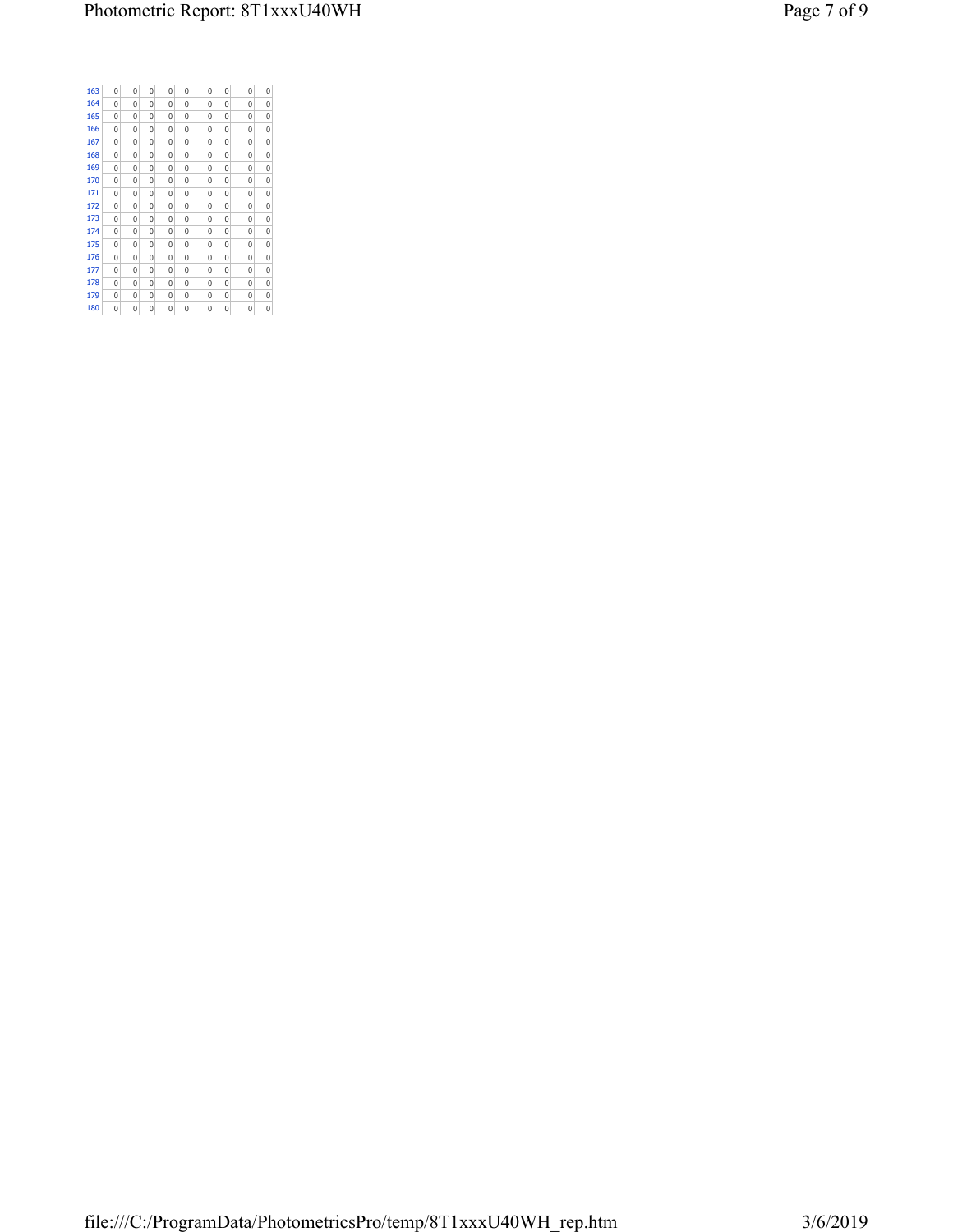|  |  |  |  |  |  |  |  |  |  |
|---|---|---|---|---|---|---|---|---|---|
| 163 | 0 | 0 | 0 | 0 | 0 | 0 | 0 | 0 | 0 |
| 164 | 0 | 0 | 0 | 0 | 0 | 0 | 0 | 0 | 0 |
| 165 | 0 | 0 | 0 | 0 | 0 | 0 | 0 | 0 | 0 |
| 166 | 0 | 0 | 0 | 0 | 0 | 0 | 0 | 0 | 0 |
| 167 | 0 | 0 | 0 | 0 | 0 | 0 | 0 | 0 | 0 |
| 168 | 0 | 0 | 0 | 0 | 0 | 0 | 0 | 0 | 0 |
| 169 | 0 | 0 | 0 | 0 | 0 | 0 | 0 | 0 | 0 |
| 170 | 0 | 0 | 0 | 0 | 0 | 0 | 0 | 0 | 0 |
| 171 | 0 | 0 | 0 | 0 | 0 | 0 | 0 | 0 | 0 |
| 172 | 0 | 0 | 0 | 0 | 0 | 0 | 0 | 0 | 0 |
| 173 | 0 | 0 | 0 | 0 | 0 | 0 | 0 | 0 | 0 |
| 174 | 0 | 0 | 0 | 0 | 0 | 0 | 0 | 0 | 0 |
| 175 | 0 | 0 | 0 | 0 | 0 | 0 | 0 | 0 | 0 |
| 176 | 0 | 0 | 0 | 0 | 0 | 0 | 0 | 0 | 0 |
| 177 | 0 | 0 | 0 | 0 | 0 | 0 | 0 | 0 | 0 |
| 178 | 0 | 0 | 0 | 0 | 0 | 0 | 0 | 0 | 0 |
| 179 | 0 | 0 | 0 | 0 | 0 | 0 | 0 | 0 | 0 |
| 180 | 0 | 0 | 0 | 0 | 0 | 0 | 0 | 0 | 0 |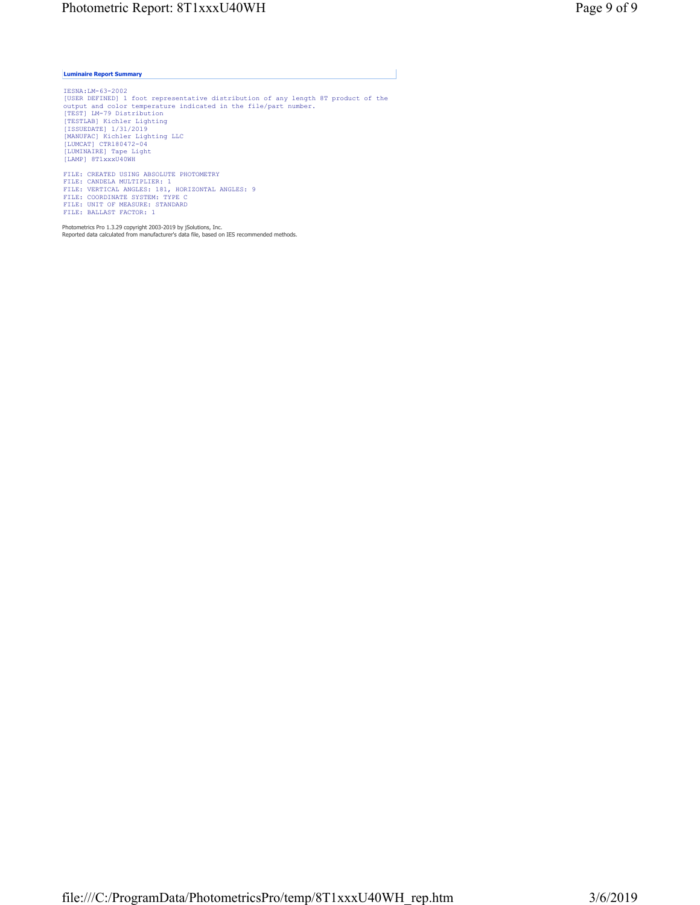**Luminaire Report Summary**

```
IESNA:LM-63-2002
[USER DEFINED] 1 foot representative distribution of any length 8T product of the
output and color temperature indicated in the file/part number.
[TEST] LM-79 Distribution
[TESTLAB] Kichler Lighting
[ISSUEDATE] 1/31/2019
[MANUFAC] Kichler Lighting LLC
[LUMCAT] CTR180472-04
[LUMINAIRE] Tape Light
[LAMP] 8T1xxxU40WH

FILE: CREATED USING ABSOLUTE PHOTOMETRY
FILE: CANDELA MULTIPLIER: 1
FILE: VERTICAL ANGLES: 181, HORIZONTAL ANGLES: 9
FILE: COORDINATE SYSTEM: TYPE C
FILE: UNIT OF MEASURE: STANDARD
FILE: BALLAST FACTOR: 1
```

Photometrics Pro 1.3.29 copyright 2003-2019 by jSolutions, Inc.
Reported data calculated from manufacturer's data file, based on IES recommended methods.